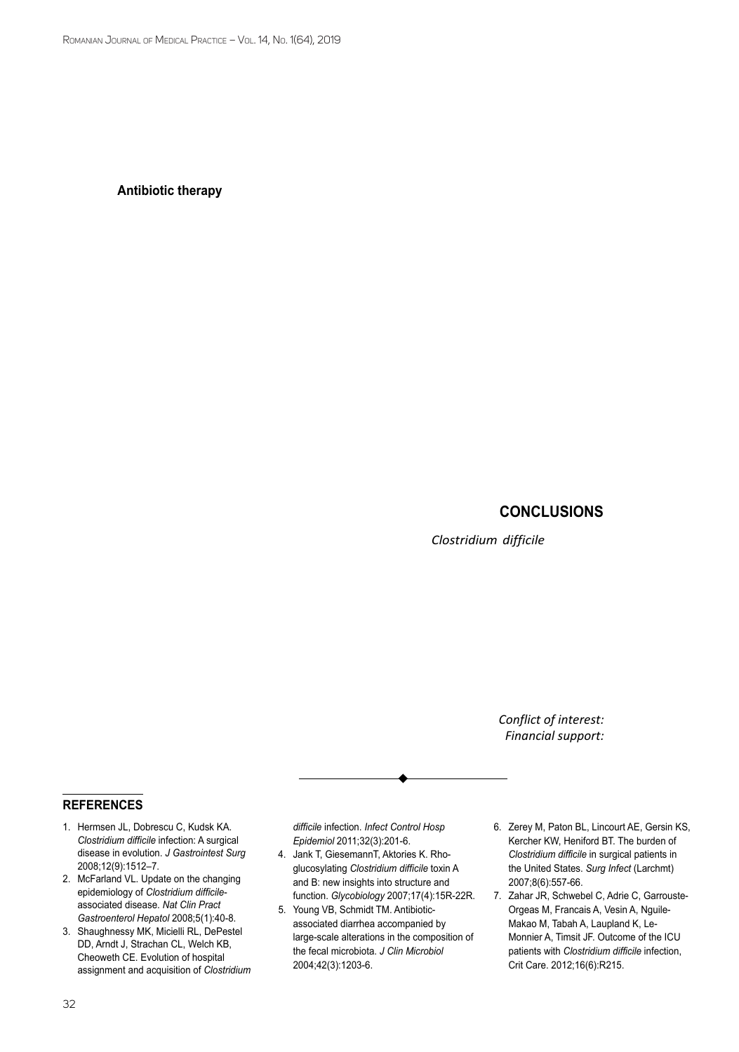**Antibiotic therapy**

## CONCLUSIONS

*Clostridium difficile*

*Conflict of interest:*
*Financial support:*

## REFERENCES

1. Hermsen JL, Dobrescu C, Kudsk KA. *Clostridium difficile* infection: A surgical disease in evolution. *J Gastrointest Surg* 2008;12(9):1512–7.
2. McFarland VL. Update on the changing epidemiology of *Clostridium difficile*-associated disease. *Nat Clin Pract Gastroenterol Hepatol* 2008;5(1):40-8.
3. Shaughnessy MK, Micielli RL, DePestel DD, Arndt J, Strachan CL, Welch KB, Cheoweth CE. Evolution of hospital assignment and acquisition of *Clostridium difficile* infection. *Infect Control Hosp Epidemiol* 2011;32(3):201-6.
4. Jank T, GiesemannT, Aktories K. Rho-glucosylating *Clostridium difficile* toxin A and B: new insights into structure and function. *Glycobiology* 2007;17(4):15R-22R.
5. Young VB, Schmidt TM. Antibiotic-associated diarrhea accompanied by large-scale alterations in the composition of the fecal microbiota. *J Clin Microbiol* 2004;42(3):1203-6.
6. Zerey M, Paton BL, Lincourt AE, Gersin KS, Kercher KW, Heniford BT. The burden of *Clostridium difficile* in surgical patients in the United States. *Surg Infect* (Larchmt) 2007;8(6):557-66.
7. Zahar JR, Schwebel C, Adrie C, Garrouste-Orgeas M, Francais A, Vesin A, Nguile-Makao M, Tabah A, Laupland K, Le-Monnier A, Timsit JF. Outcome of the ICU patients with *Clostridium difficile* infection, Crit Care. 2012;16(6):R215.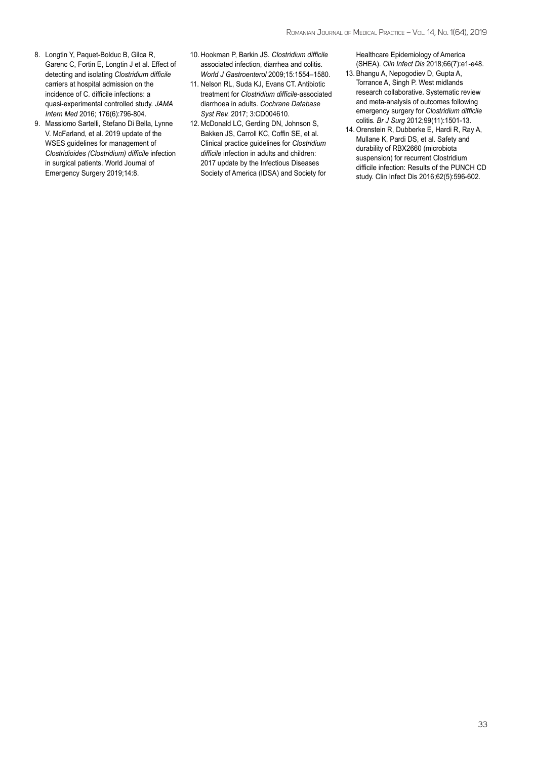8. Longtin Y, Paquet-Bolduc B, Gilca R, Garenc C, Fortin E, Longtin J et al. Effect of detecting and isolating *Clostridium difficile* carriers at hospital admission on the incidence of C. difficile infections: a quasi-experimental controlled study. *JAMA Intern Med* 2016; 176(6):796-804.
9. Massiomo Sartelli, Stefano Di Bella, Lynne V. McFarland, et al. 2019 update of the WSES guidelines for management of *Clostridioides (Clostridium) difficile* infection in surgical patients. World Journal of Emergency Surgery 2019;14:8.
10. Hookman P, Barkin JS. *Clostridium difficile* associated infection, diarrhea and colitis. *World J Gastroenterol* 2009;15:1554–1580.
11. Nelson RL, Suda KJ, Evans CT. Antibiotic treatment for *Clostridium difficile*-associated diarrhoea in adults. *Cochrane Database Syst Rev.* 2017; 3:CD004610.
12. McDonald LC, Gerding DN, Johnson S, Bakken JS, Carroll KC, Coffin SE, et al. Clinical practice guidelines for *Clostridium difficile* infection in adults and children: 2017 update by the Infectious Diseases Society of America (IDSA) and Society for Healthcare Epidemiology of America (SHEA). *Clin Infect Dis* 2018;66(7):e1-e48.
13. Bhangu A, Nepogodiev D, Gupta A, Torrance A, Singh P. West midlands research collaborative. Systematic review and meta-analysis of outcomes following emergency surgery for *Clostridium difficile* colitis. *Br J Surg* 2012;99(11):1501-13.
14. Orenstein R, Dubberke E, Hardi R, Ray A, Mullane K, Pardi DS, et al. Safety and durability of RBX2660 (microbiota suspension) for recurrent Clostridium difficile infection: Results of the PUNCH CD study. Clin Infect Dis 2016;62(5):596-602.